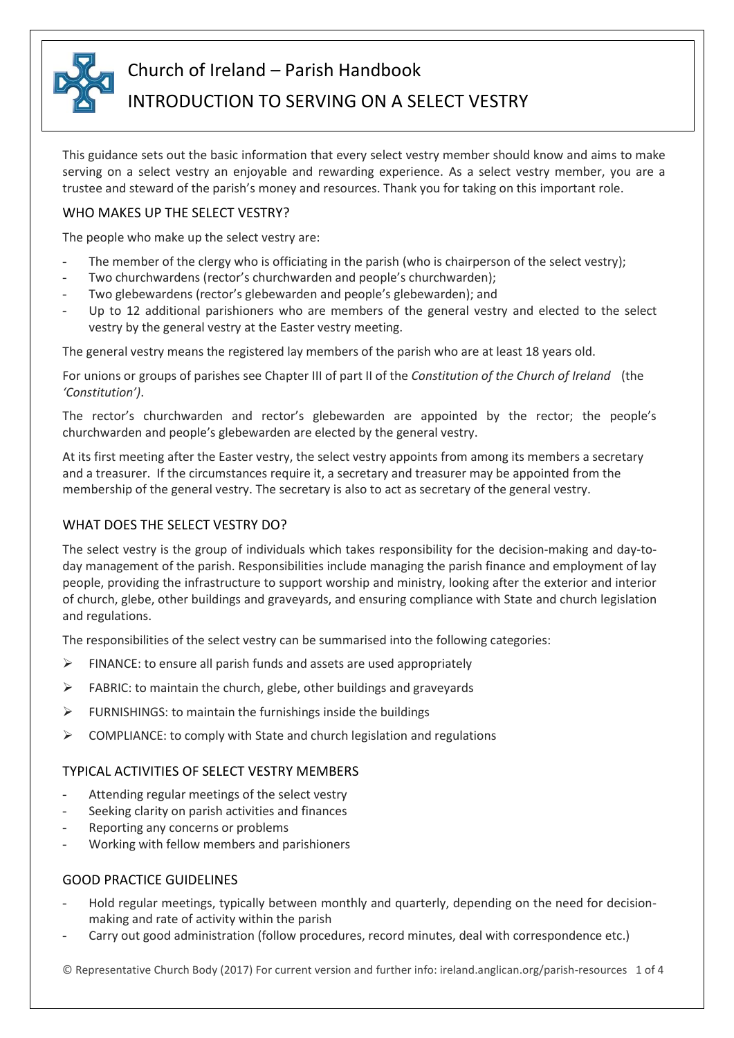# Church of Ireland – Parish Handbook

## INTRODUCTION TO SERVING ON A SELECT VESTRY

This guidance sets out the basic information that every select vestry member should know and aims to make serving on a select vestry an enjoyable and rewarding experience. As a select vestry member, you are a trustee and steward of the parish's money and resources. Thank you for taking on this important role.

### WHO MAKES UP THE SELECT VESTRY?

The people who make up the select vestry are:

- The member of the clergy who is officiating in the parish (who is chairperson of the select vestry);
- Two churchwardens (rector's churchwarden and people's churchwarden);
- Two glebewardens (rector's glebewarden and people's glebewarden); and
- Up to 12 additional parishioners who are members of the general vestry and elected to the select vestry by the general vestry at the Easter vestry meeting.

The general vestry means the registered lay members of the parish who are at least 18 years old.

For unions or groups of parishes see Chapter III of part II of the *Constitution of the Church of Ireland* (the *'Constitution')*.

The rector's churchwarden and rector's glebewarden are appointed by the rector; the people's churchwarden and people's glebewarden are elected by the general vestry.

At its first meeting after the Easter vestry, the select vestry appoints from among its members a secretary and a treasurer. If the circumstances require it, a secretary and treasurer may be appointed from the membership of the general vestry. The secretary is also to act as secretary of the general vestry.

### WHAT DOES THE SELECT VESTRY DO?

The select vestry is the group of individuals which takes responsibility for the decision-making and day-to-day management of the parish. Responsibilities include managing the parish finance and employment of lay people, providing the infrastructure to support worship and ministry, looking after the exterior and interior of church, glebe, other buildings and graveyards, and ensuring compliance with State and church legislation and regulations.

The responsibilities of the select vestry can be summarised into the following categories:

- FINANCE: to ensure all parish funds and assets are used appropriately
- FABRIC: to maintain the church, glebe, other buildings and graveyards
- FURNISHINGS: to maintain the furnishings inside the buildings
- COMPLIANCE: to comply with State and church legislation and regulations

### TYPICAL ACTIVITIES OF SELECT VESTRY MEMBERS

- Attending regular meetings of the select vestry
- Seeking clarity on parish activities and finances
- Reporting any concerns or problems
- Working with fellow members and parishioners

### GOOD PRACTICE GUIDELINES

- Hold regular meetings, typically between monthly and quarterly, depending on the need for decision-making and rate of activity within the parish
- Carry out good administration (follow procedures, record minutes, deal with correspondence etc.)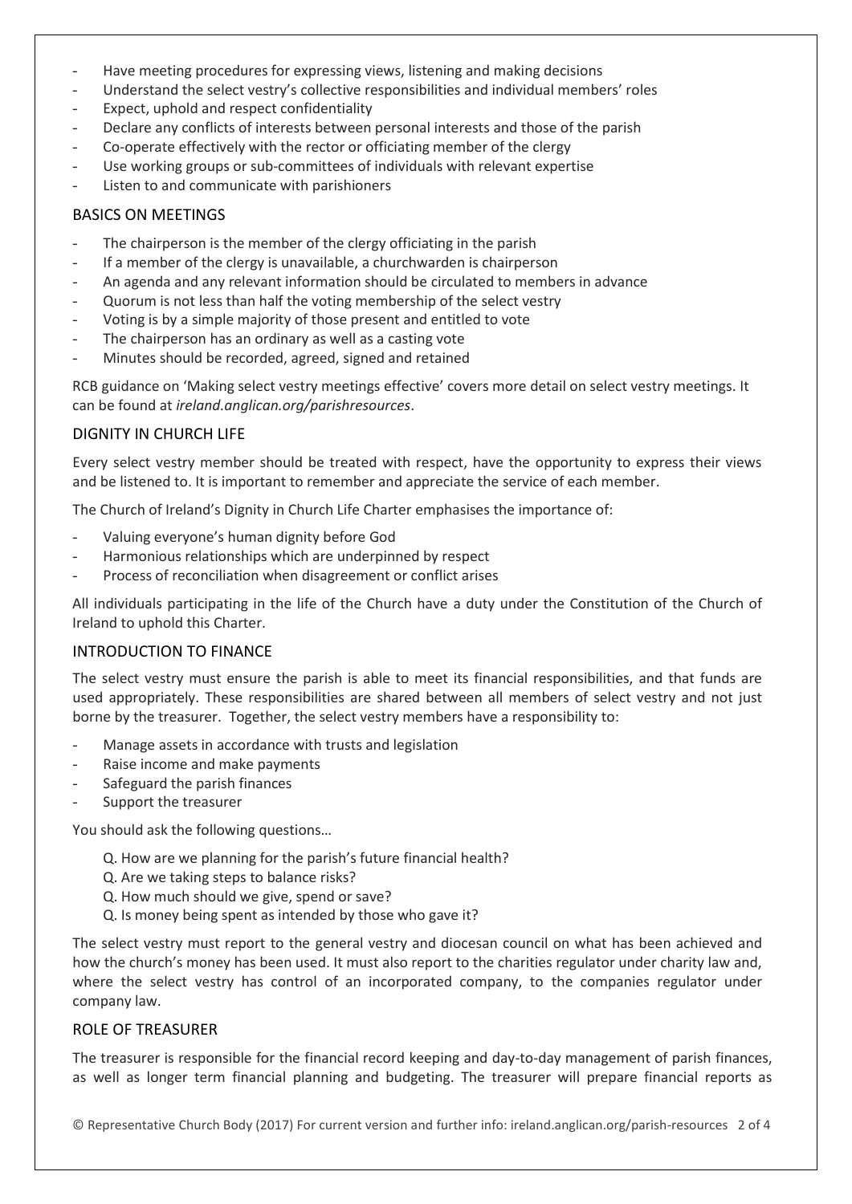- Have meeting procedures for expressing views, listening and making decisions
- Understand the select vestry's collective responsibilities and individual members' roles
- Expect, uphold and respect confidentiality
- Declare any conflicts of interests between personal interests and those of the parish
- Co-operate effectively with the rector or officiating member of the clergy
- Use working groups or sub-committees of individuals with relevant expertise
- Listen to and communicate with parishioners

## BASICS ON MEETINGS

- The chairperson is the member of the clergy officiating in the parish
- If a member of the clergy is unavailable, a churchwarden is chairperson
- An agenda and any relevant information should be circulated to members in advance
- Quorum is not less than half the voting membership of the select vestry
- Voting is by a simple majority of those present and entitled to vote
- The chairperson has an ordinary as well as a casting vote
- Minutes should be recorded, agreed, signed and retained

RCB guidance on 'Making select vestry meetings effective' covers more detail on select vestry meetings. It can be found at *ireland.anglican.org/parishresources*.

## DIGNITY IN CHURCH LIFE

Every select vestry member should be treated with respect, have the opportunity to express their views and be listened to. It is important to remember and appreciate the service of each member.

The Church of Ireland's Dignity in Church Life Charter emphasises the importance of:

- Valuing everyone's human dignity before God
- Harmonious relationships which are underpinned by respect
- Process of reconciliation when disagreement or conflict arises

All individuals participating in the life of the Church have a duty under the Constitution of the Church of Ireland to uphold this Charter.

## INTRODUCTION TO FINANCE

The select vestry must ensure the parish is able to meet its financial responsibilities, and that funds are used appropriately. These responsibilities are shared between all members of select vestry and not just borne by the treasurer. Together, the select vestry members have a responsibility to:

- Manage assets in accordance with trusts and legislation
- Raise income and make payments
- Safeguard the parish finances
- Support the treasurer

You should ask the following questions…

> Q. How are we planning for the parish's future financial health?
> Q. Are we taking steps to balance risks?
> Q. How much should we give, spend or save?
> Q. Is money being spent as intended by those who gave it?

The select vestry must report to the general vestry and diocesan council on what has been achieved and how the church's money has been used. It must also report to the charities regulator under charity law and, where the select vestry has control of an incorporated company, to the companies regulator under company law.

## ROLE OF TREASURER

The treasurer is responsible for the financial record keeping and day-to-day management of parish finances, as well as longer term financial planning and budgeting. The treasurer will prepare financial reports as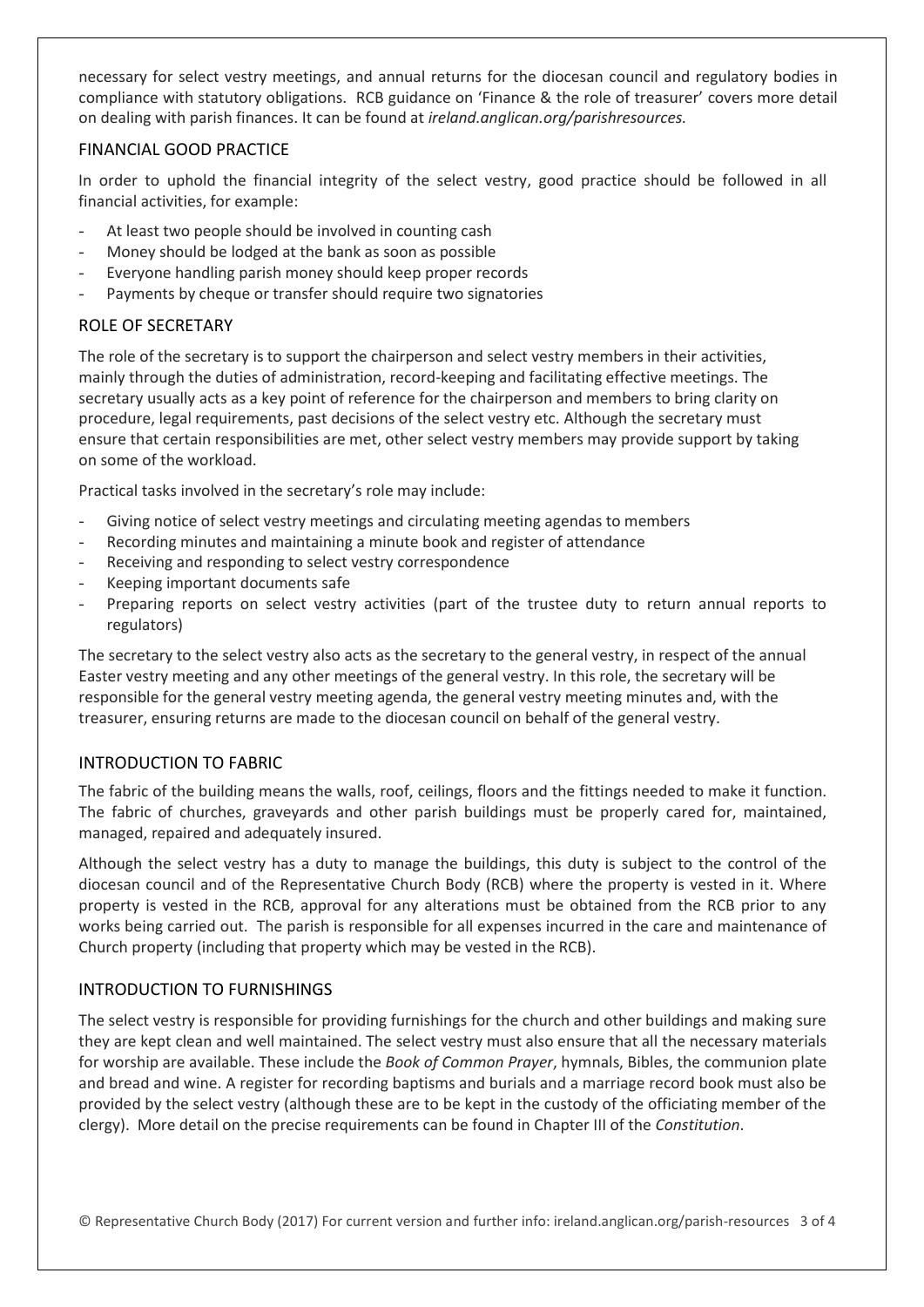necessary for select vestry meetings, and annual returns for the diocesan council and regulatory bodies in compliance with statutory obligations. RCB guidance on 'Finance & the role of treasurer' covers more detail on dealing with parish finances. It can be found at *ireland.anglican.org/parishresources.*

## FINANCIAL GOOD PRACTICE

In order to uphold the financial integrity of the select vestry, good practice should be followed in all financial activities, for example:

- At least two people should be involved in counting cash
- Money should be lodged at the bank as soon as possible
- Everyone handling parish money should keep proper records
- Payments by cheque or transfer should require two signatories

## ROLE OF SECRETARY

The role of the secretary is to support the chairperson and select vestry members in their activities, mainly through the duties of administration, record-keeping and facilitating effective meetings. The secretary usually acts as a key point of reference for the chairperson and members to bring clarity on procedure, legal requirements, past decisions of the select vestry etc. Although the secretary must ensure that certain responsibilities are met, other select vestry members may provide support by taking on some of the workload.

Practical tasks involved in the secretary's role may include:

- Giving notice of select vestry meetings and circulating meeting agendas to members
- Recording minutes and maintaining a minute book and register of attendance
- Receiving and responding to select vestry correspondence
- Keeping important documents safe
- Preparing reports on select vestry activities (part of the trustee duty to return annual reports to regulators)

The secretary to the select vestry also acts as the secretary to the general vestry, in respect of the annual Easter vestry meeting and any other meetings of the general vestry. In this role, the secretary will be responsible for the general vestry meeting agenda, the general vestry meeting minutes and, with the treasurer, ensuring returns are made to the diocesan council on behalf of the general vestry.

## INTRODUCTION TO FABRIC

The fabric of the building means the walls, roof, ceilings, floors and the fittings needed to make it function. The fabric of churches, graveyards and other parish buildings must be properly cared for, maintained, managed, repaired and adequately insured.

Although the select vestry has a duty to manage the buildings, this duty is subject to the control of the diocesan council and of the Representative Church Body (RCB) where the property is vested in it. Where property is vested in the RCB, approval for any alterations must be obtained from the RCB prior to any works being carried out. The parish is responsible for all expenses incurred in the care and maintenance of Church property (including that property which may be vested in the RCB).

## INTRODUCTION TO FURNISHINGS

The select vestry is responsible for providing furnishings for the church and other buildings and making sure they are kept clean and well maintained. The select vestry must also ensure that all the necessary materials for worship are available. These include the *Book of Common Prayer*, hymnals, Bibles, the communion plate and bread and wine. A register for recording baptisms and burials and a marriage record book must also be provided by the select vestry (although these are to be kept in the custody of the officiating member of the clergy). More detail on the precise requirements can be found in Chapter III of the *Constitution*.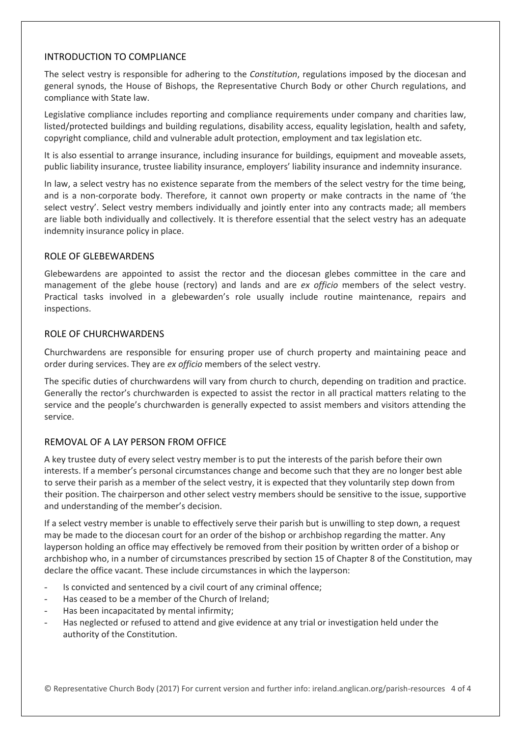## INTRODUCTION TO COMPLIANCE

The select vestry is responsible for adhering to the *Constitution*, regulations imposed by the diocesan and general synods, the House of Bishops, the Representative Church Body or other Church regulations, and compliance with State law.

Legislative compliance includes reporting and compliance requirements under company and charities law, listed/protected buildings and building regulations, disability access, equality legislation, health and safety, copyright compliance, child and vulnerable adult protection, employment and tax legislation etc.

It is also essential to arrange insurance, including insurance for buildings, equipment and moveable assets, public liability insurance, trustee liability insurance, employers' liability insurance and indemnity insurance.

In law, a select vestry has no existence separate from the members of the select vestry for the time being, and is a non-corporate body. Therefore, it cannot own property or make contracts in the name of 'the select vestry'. Select vestry members individually and jointly enter into any contracts made; all members are liable both individually and collectively. It is therefore essential that the select vestry has an adequate indemnity insurance policy in place.

## ROLE OF GLEBEWARDENS

Glebewardens are appointed to assist the rector and the diocesan glebes committee in the care and management of the glebe house (rectory) and lands and are *ex officio* members of the select vestry. Practical tasks involved in a glebewarden's role usually include routine maintenance, repairs and inspections.

## ROLE OF CHURCHWARDENS

Churchwardens are responsible for ensuring proper use of church property and maintaining peace and order during services. They are *ex officio* members of the select vestry.

The specific duties of churchwardens will vary from church to church, depending on tradition and practice. Generally the rector's churchwarden is expected to assist the rector in all practical matters relating to the service and the people's churchwarden is generally expected to assist members and visitors attending the service.

## REMOVAL OF A LAY PERSON FROM OFFICE

A key trustee duty of every select vestry member is to put the interests of the parish before their own interests. If a member's personal circumstances change and become such that they are no longer best able to serve their parish as a member of the select vestry, it is expected that they voluntarily step down from their position. The chairperson and other select vestry members should be sensitive to the issue, supportive and understanding of the member's decision.

If a select vestry member is unable to effectively serve their parish but is unwilling to step down, a request may be made to the diocesan court for an order of the bishop or archbishop regarding the matter. Any layperson holding an office may effectively be removed from their position by written order of a bishop or archbishop who, in a number of circumstances prescribed by section 15 of Chapter 8 of the Constitution, may declare the office vacant. These include circumstances in which the layperson:

- Is convicted and sentenced by a civil court of any criminal offence;
- Has ceased to be a member of the Church of Ireland;
- Has been incapacitated by mental infirmity;
- Has neglected or refused to attend and give evidence at any trial or investigation held under the authority of the Constitution.

© Representative Church Body (2017) For current version and further info: ireland.anglican.org/parish-resources